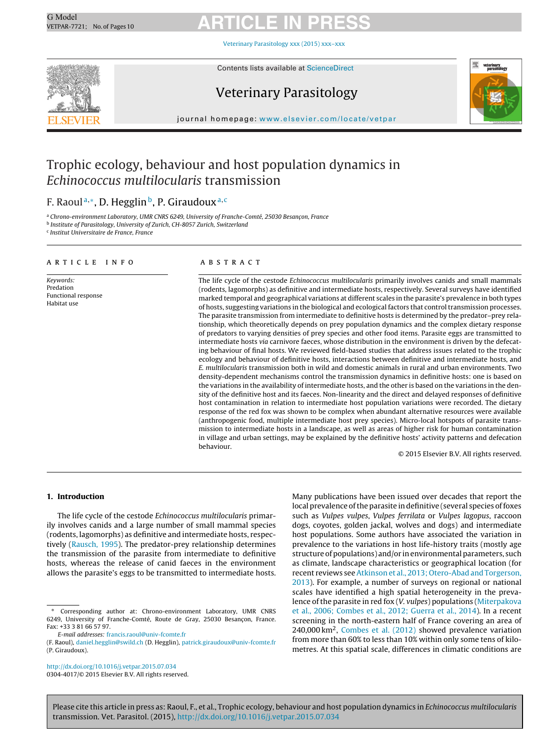# Trophic ecology, behaviour and host population dynamics in *Echinococcus multilocularis* transmission

F. Raoul[a,*], D. Hegglin[b], P. Giraudoux[a,c]

[a] Chrono-environment Laboratory, UMR CNRS 6249, University of Franche-Comté, 25030 Besançon, France
[b] Institute of Parasitology, University of Zurich, CH-8057 Zurich, Switzerland
[c] Institut Universitaire de France, France

## ARTICLE INFO

*Keywords:*
Predation
Functional response
Habitat use

## ABSTRACT

The life cycle of the cestode *Echinococcus multilocularis* primarily involves canids and small mammals (rodents, lagomorphs) as definitive and intermediate hosts, respectively. Several surveys have identified marked temporal and geographical variations at different scales in the parasite's prevalence in both types of hosts, suggesting variations in the biological and ecological factors that control transmission processes. The parasite transmission from intermediate to definitive hosts is determined by the predator–prey relationship, which theoretically depends on prey population dynamics and the complex dietary response of predators to varying densities of prey species and other food items. Parasite eggs are transmitted to intermediate hosts *via* carnivore faeces, whose distribution in the environment is driven by the defecating behaviour of final hosts. We reviewed field-based studies that address issues related to the trophic ecology and behaviour of definitive hosts, interactions between definitive and intermediate hosts, and *E. multilocularis* transmission both in wild and domestic animals in rural and urban environments. Two density-dependent mechanisms control the transmission dynamics in definitive hosts: one is based on the variations in the availability of intermediate hosts, and the other is based on the variations in the density of the definitive host and its faeces. Non-linearity and the direct and delayed responses of definitive host contamination in relation to intermediate host population variations were recorded. The dietary response of the red fox was shown to be complex when abundant alternative resources were available (anthropogenic food, multiple intermediate host prey species). Micro-local hotspots of parasite transmission to intermediate hosts in a landscape, as well as areas of higher risk for human contamination in village and urban settings, may be explained by the definitive hosts' activity patterns and defecation behaviour.

© 2015 Elsevier B.V. All rights reserved.

## 1. Introduction

The life cycle of the cestode *Echinococcus multilocularis* primarily involves canids and a large number of small mammal species (rodents, lagomorphs) as definitive and intermediate hosts, respectively (Rausch, 1995). The predator-prey relationship determines the transmission of the parasite from intermediate to definitive hosts, whereas the release of canid faeces in the environment allows the parasite's eggs to be transmitted to intermediate hosts. Many publications have been issued over decades that report the local prevalence of the parasite in definitive (several species of foxes such as *Vulpes vulpes*, *Vulpes ferrilata* or *Vulpes lagopus*, raccoon dogs, coyotes, golden jackal, wolves and dogs) and intermediate host populations. Some authors have associated the variation in prevalence to the variations in host life-history traits (mostly age structure of populations) and/or in environmental parameters, such as climate, landscape characteristics or geographical location (for recent reviews see Atkinson et al., 2013; Otero-Abad and Torgerson, 2013). For example, a number of surveys on regional or national scales have identified a high spatial heterogeneity in the prevalence of the parasite in red fox (*V. vulpes*) populations (Miterpakova et al., 2006; Combes et al., 2012; Guerra et al., 2014). In a recent screening in the north-eastern half of France covering an area of 240,000 km$^2$, Combes et al. (2012) showed prevalence variation from more than 60% to less than 10% within only some tens of kilometres. At this spatial scale, differences in climatic conditions are

* Corresponding author at: Chrono-environment Laboratory, UMR CNRS 6249, University of Franche-Comté, Route de Gray, 25030 Besançon, France. Fax: +33 3 81 66 57 97.
*E-mail addresses:* francis.raoul@univ-fcomte.fr (F. Raoul), daniel.hegglin@swild.ch (D. Hegglin), patrick.giraudoux@univ-fcomte.fr (P. Giraudoux).

http://dx.doi.org/10.1016/j.vetpar.2015.07.034
0304-4017/© 2015 Elsevier B.V. All rights reserved.

Please cite this article in press as: Raoul, F., et al., Trophic ecology, behaviour and host population dynamics in *Echinococcus multilocularis* transmission. Vet. Parasitol. (2015), http://dx.doi.org/10.1016/j.vetpar.2015.07.034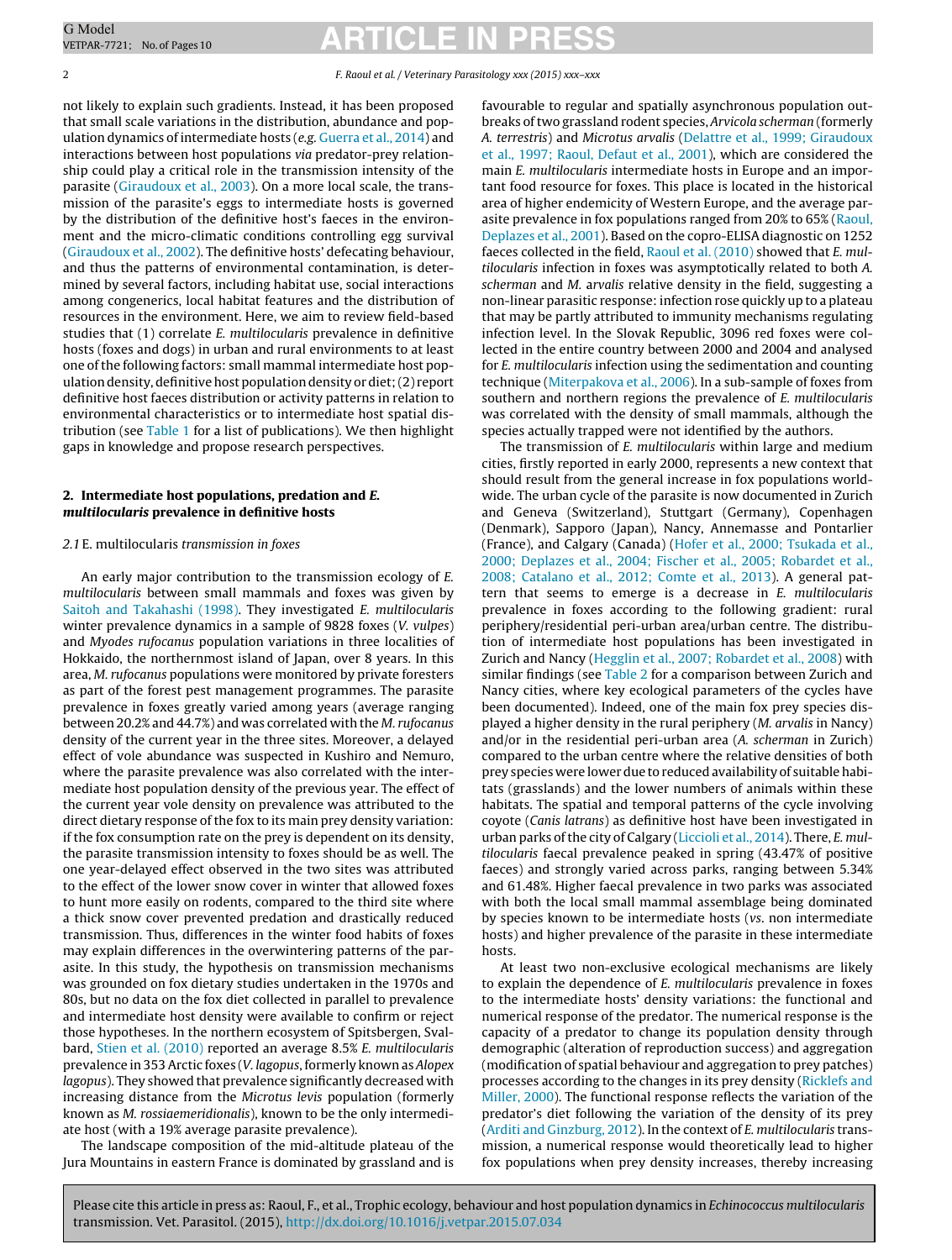not likely to explain such gradients. Instead, it has been proposed that small scale variations in the distribution, abundance and population dynamics of intermediate hosts (*e.g.* Guerra et al., 2014) and interactions between host populations *via* predator-prey relationship could play a critical role in the transmission intensity of the parasite (Giraudoux et al., 2003). On a more local scale, the transmission of the parasite's eggs to intermediate hosts is governed by the distribution of the definitive host's faeces in the environment and the micro-climatic conditions controlling egg survival (Giraudoux et al., 2002). The definitive hosts' defecating behaviour, and thus the patterns of environmental contamination, is determined by several factors, including habitat use, social interactions among congenerics, local habitat features and the distribution of resources in the environment. Here, we aim to review field-based studies that (1) correlate *E. multilocularis* prevalence in definitive hosts (foxes and dogs) in urban and rural environments to at least one of the following factors: small mammal intermediate host population density, definitive host population density or diet; (2) report definitive host faeces distribution or activity patterns in relation to environmental characteristics or to intermediate host spatial distribution (see Table 1 for a list of publications). We then highlight gaps in knowledge and propose research perspectives.

## 2. Intermediate host populations, predation and *E. multilocularis* prevalence in definitive hosts

### 2.1 *E. multilocularis* transmission in foxes

An early major contribution to the transmission ecology of *E. multilocularis* between small mammals and foxes was given by Saitoh and Takahashi (1998). They investigated *E. multilocularis* winter prevalence dynamics in a sample of 9828 foxes (*V. vulpes*) and *Myodes rufocanus* population variations in three localities of Hokkaido, the northernmost island of Japan, over 8 years. In this area, *M. rufocanus* populations were monitored by private foresters as part of the forest pest management programmes. The parasite prevalence in foxes greatly varied among years (average ranging between 20.2% and 44.7%) and was correlated with the *M. rufocanus* density of the current year in the three sites. Moreover, a delayed effect of vole abundance was suspected in Kushiro and Nemuro, where the parasite prevalence was also correlated with the intermediate host population density of the previous year. The effect of the current year vole density on prevalence was attributed to the direct dietary response of the fox to its main prey density variation: if the fox consumption rate on the prey is dependent on its density, the parasite transmission intensity to foxes should be as well. The one year-delayed effect observed in the two sites was attributed to the effect of the lower snow cover in winter that allowed foxes to hunt more easily on rodents, compared to the third site where a thick snow cover prevented predation and drastically reduced transmission. Thus, differences in the winter food habits of foxes may explain differences in the overwintering patterns of the parasite. In this study, the hypothesis on transmission mechanisms was grounded on fox dietary studies undertaken in the 1970s and 80s, but no data on the fox diet collected in parallel to prevalence and intermediate host density were available to confirm or reject those hypotheses. In the northern ecosystem of Spitsbergen, Svalbard, Stien et al. (2010) reported an average 8.5% *E. multilocularis* prevalence in 353 Arctic foxes (*V. lagopus*, formerly known as *Alopex lagopus*). They showed that prevalence significantly decreased with increasing distance from the *Microtus levis* population (formerly known as *M. rossiaemeridionalis*), known to be the only intermediate host (with a 19% average parasite prevalence).

The landscape composition of the mid-altitude plateau of the Jura Mountains in eastern France is dominated by grassland and is favourable to regular and spatially asynchronous population outbreaks of two grassland rodent species, *Arvicola scherman* (formerly *A. terrestris*) and *Microtus arvalis* (Delattre et al., 1999; Giraudoux et al., 1997; Raoul, Defaut et al., 2001), which are considered the main *E. multilocularis* intermediate hosts in Europe and an important food resource for foxes. This place is located in the historical area of higher endemicity of Western Europe, and the average parasite prevalence in fox populations ranged from 20% to 65% (Raoul, Deplazes et al., 2001). Based on the copro-ELISA diagnostic on 1252 faeces collected in the field, Raoul et al. (2010) showed that *E. multilocularis* infection in foxes was asymptotically related to both *A. scherman* and *M. arvalis* relative density in the field, suggesting a non-linear parasitic response: infection rose quickly up to a plateau that may be partly attributed to immunity mechanisms regulating infection level. In the Slovak Republic, 3096 red foxes were collected in the entire country between 2000 and 2004 and analysed for *E. multilocularis* infection using the sedimentation and counting technique (Miterpakova et al., 2006). In a sub-sample of foxes from southern and northern regions the prevalence of *E. multilocularis* was correlated with the density of small mammals, although the species actually trapped were not identified by the authors.

The transmission of *E. multilocularis* within large and medium cities, firstly reported in early 2000, represents a new context that should result from the general increase in fox populations worldwide. The urban cycle of the parasite is now documented in Zurich and Geneva (Switzerland), Stuttgart (Germany), Copenhagen (Denmark), Sapporo (Japan), Nancy, Annemasse and Pontarlier (France), and Calgary (Canada) (Hofer et al., 2000; Tsukada et al., 2000; Deplazes et al., 2004; Fischer et al., 2005; Robardet et al., 2008; Catalano et al., 2012; Comte et al., 2013). A general pattern that seems to emerge is a decrease in *E. multilocularis* prevalence in foxes according to the following gradient: rural periphery/residential peri-urban area/urban centre. The distribution of intermediate host populations has been investigated in Zurich and Nancy (Hegglin et al., 2007; Robardet et al., 2008) with similar findings (see Table 2 for a comparison between Zurich and Nancy cities, where key ecological parameters of the cycles have been documented). Indeed, one of the main fox prey species displayed a higher density in the rural periphery (*M. arvalis* in Nancy) and/or in the residential peri-urban area (*A. scherman* in Zurich) compared to the urban centre where the relative densities of both prey species were lower due to reduced availability of suitable habitats (grasslands) and the lower numbers of animals within these habitats. The spatial and temporal patterns of the cycle involving coyote (*Canis latrans*) as definitive host have been investigated in urban parks of the city of Calgary (Liccioli et al., 2014). There, *E. multilocularis* faecal prevalence peaked in spring (43.47% of positive faeces) and strongly varied across parks, ranging between 5.34% and 61.48%. Higher faecal prevalence in two parks was associated with both the local small mammal assemblage being dominated by species known to be intermediate hosts (*vs.* non intermediate hosts) and higher prevalence of the parasite in these intermediate hosts.

At least two non-exclusive ecological mechanisms are likely to explain the dependence of *E. multilocularis* prevalence in foxes to the intermediate hosts' density variations: the functional and numerical response of the predator. The numerical response is the capacity of a predator to change its population density through demographic (alteration of reproduction success) and aggregation (modification of spatial behaviour and aggregation to prey patches) processes according to the changes in its prey density (Ricklefs and Miller, 2000). The functional response reflects the variation of the predator's diet following the variation of the density of its prey (Arditi and Ginzburg, 2012). In the context of *E. multilocularis* transmission, a numerical response would theoretically lead to higher fox populations when prey density increases, thereby increasing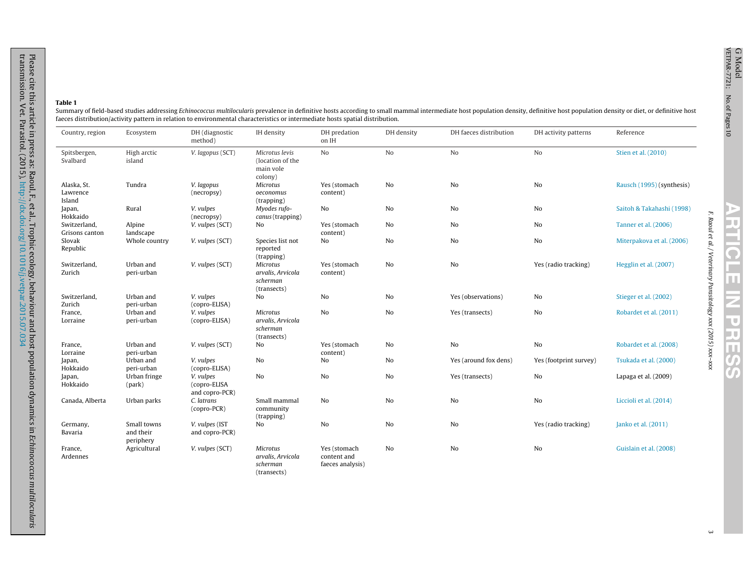**Table 1**

Summary of field-based studies addressing *Echinococcus multilocularis* prevalence in definitive hosts according to small mammal intermediate host population density, definitive host population density or diet, or definitive host faeces distribution/activity pattern in relation to environmental characteristics or intermediate hosts spatial distribution.

| Country, region | Ecosystem | DH (diagnostic method) | IH density | DH predation on IH | DH density | DH faeces distribution | DH activity patterns | Reference |
|---|---|---|---|---|---|---|---|---|
| Spitsbergen, Svalbard | High arctic island | *V. lagopus* (SCT) | *Microtus levis* (location of the main vole colony) | No | No | No | No | Stien et al. (2010) |
| Alaska, St. Lawrence Island | Tundra | *V. lagopus* (necropsy) | *Microtus oeconomus* (trapping) | Yes (stomach content) | No | No | No | Rausch (1995) (synthesis) |
| Japan, Hokkaido | Rural | *V. vulpes* (necropsy) | *Myodes rufo-canus* (trapping) | No | No | No | No | Saitoh & Takahashi (1998) |
| Switzerland, Grisons canton | Alpine landscape | *V. vulpes* (SCT) | No | Yes (stomach content) | No | No | No | Tanner et al. (2006) |
| Slovak Republic | Whole country | *V. vulpes* (SCT) | Species list not reported (trapping) | No | No | No | No | Miterpakova et al. (2006) |
| Switzerland, Zurich | Urban and peri-urban | *V. vulpes* (SCT) | *Microtus arvalis, Arvicola scherman* (transects) | Yes (stomach content) | No | No | Yes (radio tracking) | Hegglin et al. (2007) |
| Switzerland, Zurich | Urban and peri-urban | *V. vulpes* (copro-ELISA) | No | No | No | Yes (observations) | No | Stieger et al. (2002) |
| France, Lorraine | Urban and peri-urban | *V. vulpes* (copro-ELISA) | *Microtus arvalis, Arvicola scherman* (transects) | No | No | Yes (transects) | No | Robardet et al. (2011) |
| France, Lorraine | Urban and peri-urban | *V. vulpes* (SCT) | No | Yes (stomach content) | No | No | No | Robardet et al. (2008) |
| Japan, Hokkaido | Urban and peri-urban | *V. vulpes* (copro-ELISA) | No | No | No | Yes (around fox dens) | Yes (footprint survey) | Tsukada et al. (2000) |
| Japan, Hokkaido | Urban fringe (park) | *V. vulpes* (copro-ELISA and copro-PCR) | No | No | No | Yes (transects) | No | Lapaga et al. (2009) |
| Canada, Alberta | Urban parks | *C. latrans* (copro-PCR) | Small mammal community (trapping) | No | No | No | No | Liccioli et al. (2014) |
| Germany, Bavaria | Small towns and their periphery | *V. vulpes* (IST and copro-PCR) | No | No | No | No | Yes (radio tracking) | Janko et al. (2011) |
| France, Ardennes | Agricultural | *V. vulpes* (SCT) | *Microtus arvalis, Arvicola scherman* (transects) | Yes (stomach content and faeces analysis) | No | No | No | Guislain et al. (2008) |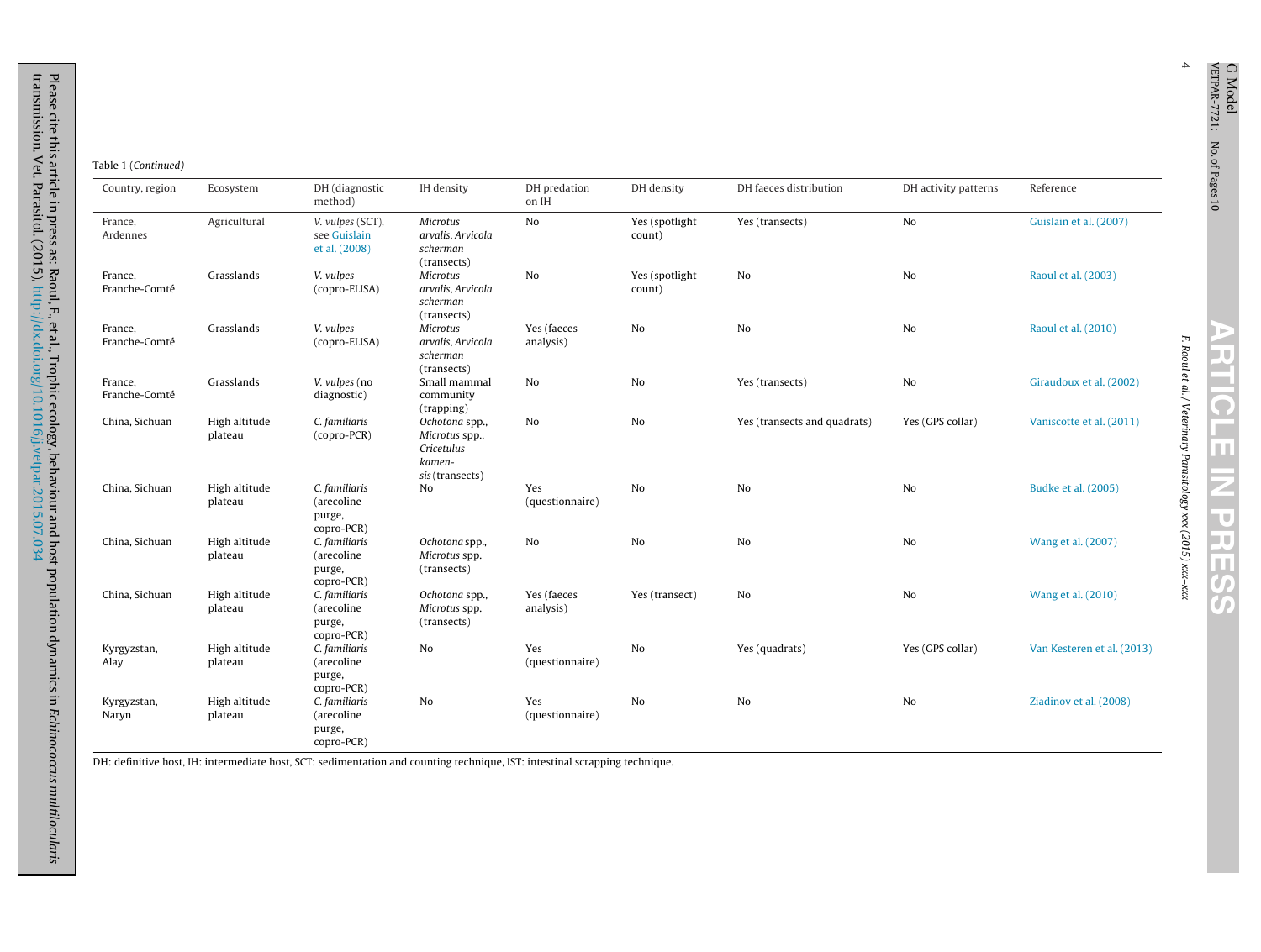Table 1 (*Continued*)

| Country, region | Ecosystem | DH (diagnostic method) | IH density | DH predation on IH | DH density | DH faeces distribution | DH activity patterns | Reference |
|---|---|---|---|---|---|---|---|---|
| France, Ardennes | Agricultural | *V. vulpes* (SCT), see Guislain et al. (2008) | *Microtus arvalis*, *Arvicola scherman* (transects) | No | Yes (spotlight count) | Yes (transects) | No | Guislain et al. (2007) |
| France, Franche-Comté | Grasslands | *V. vulpes* (copro-ELISA) | *Microtus arvalis*, *Arvicola scherman* (transects) | No | Yes (spotlight count) | No | No | Raoul et al. (2003) |
| France, Franche-Comté | Grasslands | *V. vulpes* (copro-ELISA) | *Microtus arvalis*, *Arvicola scherman* (transects) | Yes (faeces analysis) | No | No | No | Raoul et al. (2010) |
| France, Franche-Comté | Grasslands | *V. vulpes* (no diagnostic) | Small mammal community (trapping) | No | No | Yes (transects) | No | Giraudoux et al. (2002) |
| China, Sichuan | High altitude plateau | *C. familiaris* (copro-PCR) | *Ochotona* spp., *Microtus* spp., *Cricetulus kamensis* (transects) | No | No | Yes (transects and quadrats) | Yes (GPS collar) | Vaniscotte et al. (2011) |
| China, Sichuan | High altitude plateau | *C. familiaris* (arecoline purge, copro-PCR) | No | Yes (questionnaire) | No | No | No | Budke et al. (2005) |
| China, Sichuan | High altitude plateau | *C. familiaris* (arecoline purge, copro-PCR) | *Ochotona* spp., *Microtus* spp. (transects) | No | No | No | No | Wang et al. (2007) |
| China, Sichuan | High altitude plateau | *C. familiaris* (arecoline purge, copro-PCR) | *Ochotona* spp., *Microtus* spp. (transects) | Yes (faeces analysis) | Yes (transect) | No | No | Wang et al. (2010) |
| Kyrgyzstan, Alay | High altitude plateau | *C. familiaris* (arecoline purge, copro-PCR) | No | Yes (questionnaire) | No | Yes (quadrats) | Yes (GPS collar) | Van Kesteren et al. (2013) |
| Kyrgyzstan, Naryn | High altitude plateau | *C. familiaris* (arecoline purge, copro-PCR) | No | Yes (questionnaire) | No | No | No | Ziadinov et al. (2008) |

DH: definitive host, IH: intermediate host, SCT: sedimentation and counting technique, IST: intestinal scrapping technique.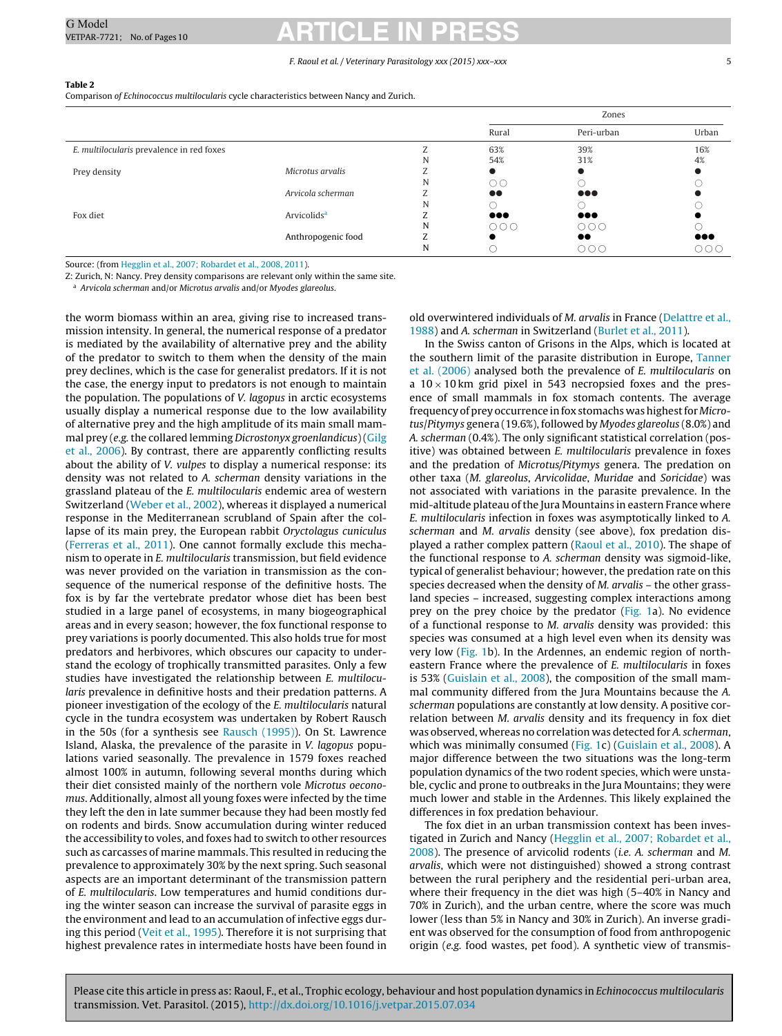**Table 2**
Comparison of *Echinococcus multilocularis* cycle characteristics between Nancy and Zurich.

| | | | Zones | | |
|---|---|---|---|---|---|
| | | | Rural | Peri-urban | Urban |
| *E. multilocularis* prevalence in red foxes | | Z | 63% | 39% | 16% |
| | | N | 54% | 31% | 4% |
| Prey density | *Microtus arvalis* | Z | ● | ● | ● |
| | | N | ○○ | ○ | ○ |
| | *Arvicola scherman* | Z | ●● | ●●● | ● |
| | | N | ○ | ○ | ○ |
| Fox diet | Arvicolids[a] | Z | ●●● | ●●● | ● |
| | | N | ○○○ | ○○○ | ○ |
| | Anthropogenic food | Z | ● | ●● | ●●● |
| | | N | ○ | ○○○ | ○○○ |

Source: (from Hegglin et al., 2007; Robardet et al., 2008, 2011).

Z: Zurich, N: Nancy. Prey density comparisons are relevant only within the same site.

[a] *Arvicola scherman* and/or *Microtus arvalis* and/or *Myodes glareolus*.

the worm biomass within an area, giving rise to increased transmission intensity. In general, the numerical response of a predator is mediated by the availability of alternative prey and the ability of the predator to switch to them when the density of the main prey declines, which is the case for generalist predators. If it is not the case, the energy input to predators is not enough to maintain the population. The populations of *V. lagopus* in arctic ecosystems usually display a numerical response due to the low availability of alternative prey and the high amplitude of its main small mammal prey (*e.g.* the collared lemming *Dicrostonyx groenlandicus*) (Gilg et al., 2006). By contrast, there are apparently conflicting results about the ability of *V. vulpes* to display a numerical response: its density was not related to *A. scherman* density variations in the grassland plateau of the *E. multilocularis* endemic area of western Switzerland (Weber et al., 2002), whereas it displayed a numerical response in the Mediterranean scrubland of Spain after the collapse of its main prey, the European rabbit *Oryctolagus cuniculus* (Ferreras et al., 2011). One cannot formally exclude this mechanism to operate in *E. multilocularis* transmission, but field evidence was never provided on the variation in transmission as the consequence of the numerical response of the definitive hosts. The fox is by far the vertebrate predator whose diet has been best studied in a large panel of ecosystems, in many biogeographical areas and in every season; however, the fox functional response to prey variations is poorly documented. This also holds true for most predators and herbivores, which obscures our capacity to understand the ecology of trophically transmitted parasites. Only a few studies have investigated the relationship between *E. multilocularis* prevalence in definitive hosts and their predation patterns. A pioneer investigation of the ecology of the *E. multilocularis* natural cycle in the tundra ecosystem was undertaken by Robert Rausch in the 50s (for a synthesis see Rausch (1995)). On St. Lawrence Island, Alaska, the prevalence of the parasite in *V. lagopus* populations varied seasonally. The prevalence in 1579 foxes reached almost 100% in autumn, following several months during which their diet consisted mainly of the northern vole *Microtus oeconomus*. Additionally, almost all young foxes were infected by the time they left the den in late summer because they had been mostly fed on rodents and birds. Snow accumulation during winter reduced the accessibility to voles, and foxes had to switch to other resources such as carcasses of marine mammals. This resulted in reducing the prevalence to approximately 30% by the next spring. Such seasonal aspects are an important determinant of the transmission pattern of *E. multilocularis*. Low temperatures and humid conditions during the winter season can increase the survival of parasite eggs in the environment and lead to an accumulation of infective eggs during this period (Veit et al., 1995). Therefore it is not surprising that highest prevalence rates in intermediate hosts have been found in old overwintered individuals of *M. arvalis* in France (Delattre et al., 1988) and *A. scherman* in Switzerland (Burlet et al., 2011).

In the Swiss canton of Grisons in the Alps, which is located at the southern limit of the parasite distribution in Europe, Tanner et al. (2006) analysed both the prevalence of *E. multilocularis* on a $10 \times 10$ km grid pixel in 543 necropsied foxes and the presence of small mammals in fox stomach contents. The average frequency of prey occurrence in fox stomachs was highest for *Microtus*/*Pitymys* genera (19.6%), followed by *Myodes glareolus* (8.0%) and *A. scherman* (0.4%). The only significant statistical correlation (positive) was obtained between *E. multilocularis* prevalence in foxes and the predation of *Microtus/Pitymys* genera. The predation on other taxa (*M. glareolus*, *Arvicolidae*, *Muridae* and *Soricidae*) was not associated with variations in the parasite prevalence. In the mid-altitude plateau of the Jura Mountains in eastern France where *E. multilocularis* infection in foxes was asymptotically linked to *A. scherman* and *M. arvalis* density (see above), fox predation displayed a rather complex pattern (Raoul et al., 2010). The shape of the functional response to *A. scherman* density was sigmoid-like, typical of generalist behaviour; however, the predation rate on this species decreased when the density of *M. arvalis* – the other grassland species – increased, suggesting complex interactions among prey on the prey choice by the predator (Fig. 1a). No evidence of a functional response to *M. arvalis* density was provided: this species was consumed at a high level even when its density was very low (Fig. 1b). In the Ardennes, an endemic region of northeastern France where the prevalence of *E. multilocularis* in foxes is 53% (Guislain et al., 2008), the composition of the small mammal community differed from the Jura Mountains because the *A. scherman* populations are constantly at low density. A positive correlation between *M. arvalis* density and its frequency in fox diet was observed, whereas no correlation was detected for *A. scherman*, which was minimally consumed (Fig. 1c) (Guislain et al., 2008). A major difference between the two situations was the long-term population dynamics of the two rodent species, which were unstable, cyclic and prone to outbreaks in the Jura Mountains; they were much lower and stable in the Ardennes. This likely explained the differences in fox predation behaviour.

The fox diet in an urban transmission context has been investigated in Zurich and Nancy (Hegglin et al., 2007; Robardet et al., 2008). The presence of arvicolid rodents (*i.e. A. scherman* and *M. arvalis*, which were not distinguished) showed a strong contrast between the rural periphery and the residential peri-urban area, where their frequency in the diet was high (5–40% in Nancy and 70% in Zurich), and the urban centre, where the score was much lower (less than 5% in Nancy and 30% in Zurich). An inverse gradient was observed for the consumption of food from anthropogenic origin (*e.g.* food wastes, pet food). A synthetic view of transmis-

Please cite this article in press as: Raoul, F., et al., Trophic ecology, behaviour and host population dynamics in *Echinococcus multilocularis* transmission. Vet. Parasitol. (2015), http://dx.doi.org/10.1016/j.vetpar.2015.07.034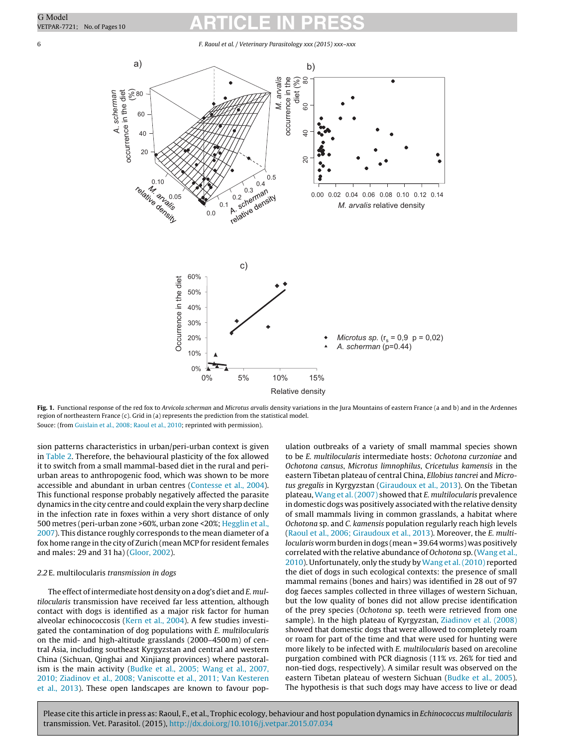**Fig. 1.** Functional response of the red fox to *Arvicola scherman* and *Microtus arvalis* density variations in the Jura Mountains of eastern France (a and b) and in the Ardennes region of northeastern France (c). Grid in (a) represents the prediction from the statistical model.

Souce: (from Guislain et al., 2008; Raoul et al., 2010; reprinted with permission).

sion patterns characteristics in urban/peri-urban context is given in Table 2. Therefore, the behavioural plasticity of the fox allowed it to switch from a small mammal-based diet in the rural and peri-urban areas to anthropogenic food, which was shown to be more accessible and abundant in urban centres (Contesse et al., 2004). This functional response probably negatively affected the parasite dynamics in the city centre and could explain the very sharp decline in the infection rate in foxes within a very short distance of only 500 metres (peri-urban zone >60%, urban zone <20%; Hegglin et al., 2007). This distance roughly corresponds to the mean diameter of a fox home range in the city of Zurich (mean MCP for resident females and males: 29 and 31 ha) (Gloor, 2002).

### 2.2 *E. multilocularis* transmission in dogs

The effect of intermediate host density on a dog's diet and *E. multilocularis* transmission have received far less attention, although contact with dogs is identified as a major risk factor for human alveolar echinococcosis (Kern et al., 2004). A few studies investigated the contamination of dog populations with *E. multilocularis* on the mid- and high-altitude grasslands (2000–4500 m) of central Asia, including southeast Kyrgyzstan and central and western China (Sichuan, Qinghai and Xinjiang provinces) where pastoralism is the main activity (Budke et al., 2005; Wang et al., 2007, 2010; Ziadinov et al., 2008; Vaniscotte et al., 2011; Van Kesteren et al., 2013). These open landscapes are known to favour population outbreaks of a variety of small mammal species shown to be *E. multilocularis* intermediate hosts: *Ochotona curzoniae* and *Ochotona cansus*, *Microtus limnophilus*, *Cricetulus kamensis* in the eastern Tibetan plateau of central China, *Ellobius tancrei* and *Microtus gregalis* in Kyrgyzstan (Giraudoux et al., 2013). On the Tibetan plateau, Wang et al. (2007) showed that *E. multilocularis* prevalence in domestic dogs was positively associated with the relative density of small mammals living in common grasslands, a habitat where *Ochotona* sp. and *C. kamensis* population regularly reach high levels (Raoul et al., 2006; Giraudoux et al., 2013). Moreover, the *E. multilocularis* worm burden in dogs (mean = 39.64 worms) was positively correlated with the relative abundance of *Ochotona* sp. (Wang et al., 2010). Unfortunately, only the study by Wang et al. (2010) reported the diet of dogs in such ecological contexts: the presence of small mammal remains (bones and hairs) was identified in 28 out of 97 dog faeces samples collected in three villages of western Sichuan, but the low quality of bones did not allow precise identification of the prey species (*Ochotona* sp. teeth were retrieved from one sample). In the high plateau of Kyrgyzstan, Ziadinov et al. (2008) showed that domestic dogs that were allowed to completely roam or roam for part of the time and that were used for hunting were more likely to be infected with *E. multilocularis* based on arecoline purgation combined with PCR diagnosis (11% *vs.* 26% for tied and non-tied dogs, respectively). A similar result was observed on the eastern Tibetan plateau of western Sichuan (Budke et al., 2005). The hypothesis is that such dogs may have access to live or dead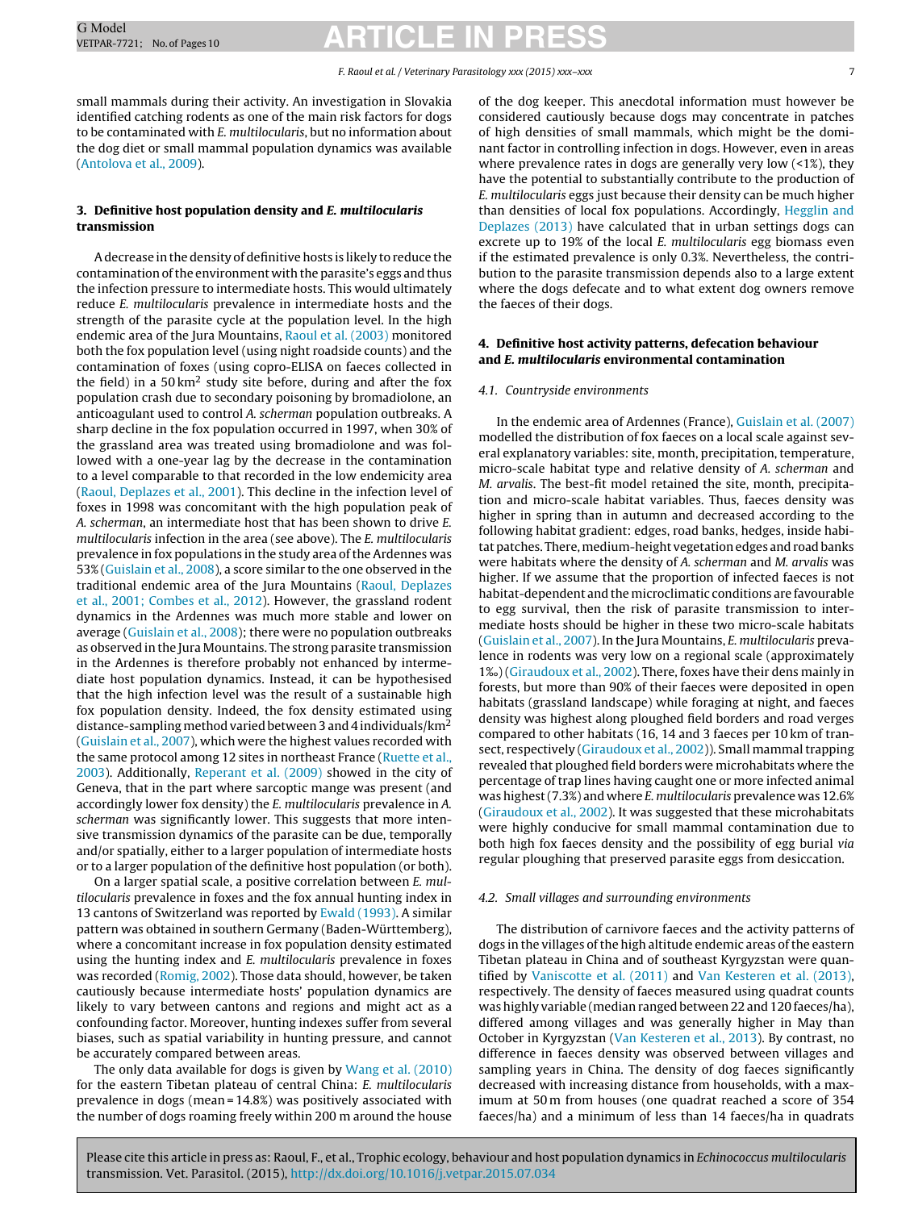small mammals during their activity. An investigation in Slovakia identified catching rodents as one of the main risk factors for dogs to be contaminated with *E. multilocularis*, but no information about the dog diet or small mammal population dynamics was available (Antolova et al., 2009).

## 3. Definitive host population density and *E. multilocularis* transmission

A decrease in the density of definitive hosts is likely to reduce the contamination of the environment with the parasite's eggs and thus the infection pressure to intermediate hosts. This would ultimately reduce *E. multilocularis* prevalence in intermediate hosts and the strength of the parasite cycle at the population level. In the high endemic area of the Jura Mountains, Raoul et al. (2003) monitored both the fox population level (using night roadside counts) and the contamination of foxes (using copro-ELISA on faeces collected in the field) in a 50 km$^2$ study site before, during and after the fox population crash due to secondary poisoning by bromadiolone, an anticoagulant used to control *A. scherman* population outbreaks. A sharp decline in the fox population occurred in 1997, when 30% of the grassland area was treated using bromadiolone and was followed with a one-year lag by the decrease in the contamination to a level comparable to that recorded in the low endemicity area (Raoul, Deplazes et al., 2001). This decline in the infection level of foxes in 1998 was concomitant with the high population peak of *A. scherman*, an intermediate host that has been shown to drive *E. multilocularis* infection in the area (see above). The *E. multilocularis* prevalence in fox populations in the study area of the Ardennes was 53% (Guislain et al., 2008), a score similar to the one observed in the traditional endemic area of the Jura Mountains (Raoul, Deplazes et al., 2001; Combes et al., 2012). However, the grassland rodent dynamics in the Ardennes was much more stable and lower on average (Guislain et al., 2008); there were no population outbreaks as observed in the Jura Mountains. The strong parasite transmission in the Ardennes is therefore probably not enhanced by intermediate host population dynamics. Instead, it can be hypothesised that the high infection level was the result of a sustainable high fox population density. Indeed, the fox density estimated using distance-sampling method varied between 3 and 4 individuals/km$^2$ (Guislain et al., 2007), which were the highest values recorded with the same protocol among 12 sites in northeast France (Ruette et al., 2003). Additionally, Reperant et al. (2009) showed in the city of Geneva, that in the part where sarcoptic mange was present (and accordingly lower fox density) the *E. multilocularis* prevalence in *A. scherman* was significantly lower. This suggests that more intensive transmission dynamics of the parasite can be due, temporally and/or spatially, either to a larger population of intermediate hosts or to a larger population of the definitive host population (or both).

On a larger spatial scale, a positive correlation between *E. multilocularis* prevalence in foxes and the fox annual hunting index in 13 cantons of Switzerland was reported by Ewald (1993). A similar pattern was obtained in southern Germany (Baden-Württemberg), where a concomitant increase in fox population density estimated using the hunting index and *E. multilocularis* prevalence in foxes was recorded (Romig, 2002). Those data should, however, be taken cautiously because intermediate hosts' population dynamics are likely to vary between cantons and regions and might act as a confounding factor. Moreover, hunting indexes suffer from several biases, such as spatial variability in hunting pressure, and cannot be accurately compared between areas.

The only data available for dogs is given by Wang et al. (2010) for the eastern Tibetan plateau of central China: *E. multilocularis* prevalence in dogs (mean = 14.8%) was positively associated with the number of dogs roaming freely within 200 m around the house of the dog keeper. This anecdotal information must however be considered cautiously because dogs may concentrate in patches of high densities of small mammals, which might be the dominant factor in controlling infection in dogs. However, even in areas where prevalence rates in dogs are generally very low (<1%), they have the potential to substantially contribute to the production of *E. multilocularis* eggs just because their density can be much higher than densities of local fox populations. Accordingly, Hegglin and Deplazes (2013) have calculated that in urban settings dogs can excrete up to 19% of the local *E. multilocularis* egg biomass even if the estimated prevalence is only 0.3%. Nevertheless, the contribution to the parasite transmission depends also to a large extent where the dogs defecate and to what extent dog owners remove the faeces of their dogs.

## 4. Definitive host activity patterns, defecation behaviour and *E. multilocularis* environmental contamination

### 4.1. Countryside environments

In the endemic area of Ardennes (France), Guislain et al. (2007) modelled the distribution of fox faeces on a local scale against several explanatory variables: site, month, precipitation, temperature, micro-scale habitat type and relative density of *A. scherman* and *M. arvalis*. The best-fit model retained the site, month, precipitation and micro-scale habitat variables. Thus, faeces density was higher in spring than in autumn and decreased according to the following habitat gradient: edges, road banks, hedges, inside habitat patches. There, medium-height vegetation edges and road banks were habitats where the density of *A. scherman* and *M. arvalis* was higher. If we assume that the proportion of infected faeces is not habitat-dependent and the microclimatic conditions are favourable to egg survival, then the risk of parasite transmission to intermediate hosts should be higher in these two micro-scale habitats (Guislain et al., 2007). In the Jura Mountains, *E. multilocularis* prevalence in rodents was very low on a regional scale (approximately 1‰) (Giraudoux et al., 2002). There, foxes have their dens mainly in forests, but more than 90% of their faeces were deposited in open habitats (grassland landscape) while foraging at night, and faeces density was highest along ploughed field borders and road verges compared to other habitats (16, 14 and 3 faeces per 10 km of transect, respectively (Giraudoux et al., 2002)). Small mammal trapping revealed that ploughed field borders were microhabitats where the percentage of trap lines having caught one or more infected animal was highest (7.3%) and where *E. multilocularis* prevalence was 12.6% (Giraudoux et al., 2002). It was suggested that these microhabitats were highly conducive for small mammal contamination due to both high fox faeces density and the possibility of egg burial *via* regular ploughing that preserved parasite eggs from desiccation.

### 4.2. Small villages and surrounding environments

The distribution of carnivore faeces and the activity patterns of dogs in the villages of the high altitude endemic areas of the eastern Tibetan plateau in China and of southeast Kyrgyzstan were quantified by Vaniscotte et al. (2011) and Van Kesteren et al. (2013), respectively. The density of faeces measured using quadrat counts was highly variable (median ranged between 22 and 120 faeces/ha), differed among villages and was generally higher in May than October in Kyrgyzstan (Van Kesteren et al., 2013). By contrast, no difference in faeces density was observed between villages and sampling years in China. The density of dog faeces significantly decreased with increasing distance from households, with a maximum at 50 m from houses (one quadrat reached a score of 354 faeces/ha) and a minimum of less than 14 faeces/ha in quadrats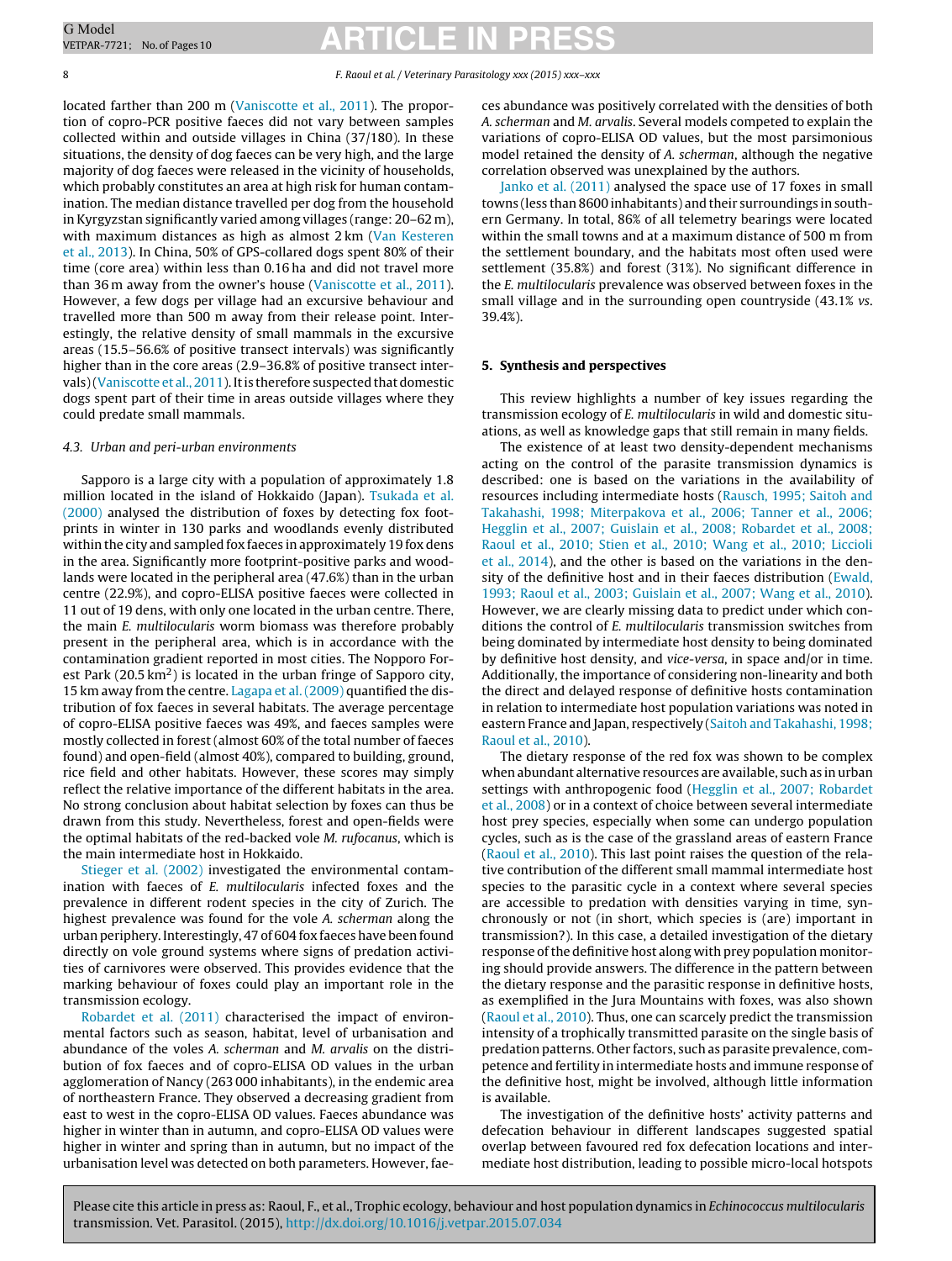located farther than 200 m (Vaniscotte et al., 2011). The proportion of copro-PCR positive faeces did not vary between samples collected within and outside villages in China (37/180). In these situations, the density of dog faeces can be very high, and the large majority of dog faeces were released in the vicinity of households, which probably constitutes an area at high risk for human contamination. The median distance travelled per dog from the household in Kyrgyzstan significantly varied among villages (range: 20–62 m), with maximum distances as high as almost 2 km (Van Kesteren et al., 2013). In China, 50% of GPS-collared dogs spent 80% of their time (core area) within less than 0.16 ha and did not travel more than 36 m away from the owner's house (Vaniscotte et al., 2011). However, a few dogs per village had an excursive behaviour and travelled more than 500 m away from their release point. Interestingly, the relative density of small mammals in the excursive areas (15.5–56.6% of positive transect intervals) was significantly higher than in the core areas (2.9–36.8% of positive transect intervals) (Vaniscotte et al., 2011). It is therefore suspected that domestic dogs spent part of their time in areas outside villages where they could predate small mammals.

### 4.3. Urban and peri-urban environments

Sapporo is a large city with a population of approximately 1.8 million located in the island of Hokkaido (Japan). Tsukada et al. (2000) analysed the distribution of foxes by detecting fox footprints in winter in 130 parks and woodlands evenly distributed within the city and sampled fox faeces in approximately 19 fox dens in the area. Significantly more footprint-positive parks and woodlands were located in the peripheral area (47.6%) than in the urban centre (22.9%), and copro-ELISA positive faeces were collected in 11 out of 19 dens, with only one located in the urban centre. There, the main *E. multilocularis* worm biomass was therefore probably present in the peripheral area, which is in accordance with the contamination gradient reported in most cities. The Nopporo Forest Park (20.5 km$^2$) is located in the urban fringe of Sapporo city, 15 km away from the centre. Lagapa et al. (2009) quantified the distribution of fox faeces in several habitats. The average percentage of copro-ELISA positive faeces was 49%, and faeces samples were mostly collected in forest (almost 60% of the total number of faeces found) and open-field (almost 40%), compared to building, ground, rice field and other habitats. However, these scores may simply reflect the relative importance of the different habitats in the area. No strong conclusion about habitat selection by foxes can thus be drawn from this study. Nevertheless, forest and open-fields were the optimal habitats of the red-backed vole *M. rufocanus*, which is the main intermediate host in Hokkaido.

Stieger et al. (2002) investigated the environmental contamination with faeces of *E. multilocularis* infected foxes and the prevalence in different rodent species in the city of Zurich. The highest prevalence was found for the vole *A. scherman* along the urban periphery. Interestingly, 47 of 604 fox faeces have been found directly on vole ground systems where signs of predation activities of carnivores were observed. This provides evidence that the marking behaviour of foxes could play an important role in the transmission ecology.

Robardet et al. (2011) characterised the impact of environmental factors such as season, habitat, level of urbanisation and abundance of the voles *A. scherman* and *M. arvalis* on the distribution of fox faeces and of copro-ELISA OD values in the urban agglomeration of Nancy (263 000 inhabitants), in the endemic area of northeastern France. They observed a decreasing gradient from east to west in the copro-ELISA OD values. Faeces abundance was higher in winter than in autumn, and copro-ELISA OD values were higher in winter and spring than in autumn, but no impact of the urbanisation level was detected on both parameters. However, faeces abundance was positively correlated with the densities of both *A. scherman* and *M. arvalis*. Several models competed to explain the variations of copro-ELISA OD values, but the most parsimonious model retained the density of *A. scherman*, although the negative correlation observed was unexplained by the authors.

Janko et al. (2011) analysed the space use of 17 foxes in small towns (less than 8600 inhabitants) and their surroundings in southern Germany. In total, 86% of all telemetry bearings were located within the small towns and at a maximum distance of 500 m from the settlement boundary, and the habitats most often used were settlement (35.8%) and forest (31%). No significant difference in the *E. multilocularis* prevalence was observed between foxes in the small village and in the surrounding open countryside (43.1% *vs.* 39.4%).

## 5. Synthesis and perspectives

This review highlights a number of key issues regarding the transmission ecology of *E. multilocularis* in wild and domestic situations, as well as knowledge gaps that still remain in many fields.

The existence of at least two density-dependent mechanisms acting on the control of the parasite transmission dynamics is described: one is based on the variations in the availability of resources including intermediate hosts (Rausch, 1995; Saitoh and Takahashi, 1998; Miterpakova et al., 2006; Tanner et al., 2006; Hegglin et al., 2007; Guislain et al., 2008; Robardet et al., 2008; Raoul et al., 2010; Stien et al., 2010; Wang et al., 2010; Liccioli et al., 2014), and the other is based on the variations in the density of the definitive host and in their faeces distribution (Ewald, 1993; Raoul et al., 2003; Guislain et al., 2007; Wang et al., 2010). However, we are clearly missing data to predict under which conditions the control of *E. multilocularis* transmission switches from being dominated by intermediate host density to being dominated by definitive host density, and *vice-versa*, in space and/or in time. Additionally, the importance of considering non-linearity and both the direct and delayed response of definitive hosts contamination in relation to intermediate host population variations was noted in eastern France and Japan, respectively (Saitoh and Takahashi, 1998; Raoul et al., 2010).

The dietary response of the red fox was shown to be complex when abundant alternative resources are available, such as in urban settings with anthropogenic food (Hegglin et al., 2007; Robardet et al., 2008) or in a context of choice between several intermediate host prey species, especially when some can undergo population cycles, such as is the case of the grassland areas of eastern France (Raoul et al., 2010). This last point raises the question of the relative contribution of the different small mammal intermediate host species to the parasitic cycle in a context where several species are accessible to predation with densities varying in time, synchronously or not (in short, which species is (are) important in transmission?). In this case, a detailed investigation of the dietary response of the definitive host along with prey population monitoring should provide answers. The difference in the pattern between the dietary response and the parasitic response in definitive hosts, as exemplified in the Jura Mountains with foxes, was also shown (Raoul et al., 2010). Thus, one can scarcely predict the transmission intensity of a trophically transmitted parasite on the single basis of predation patterns. Other factors, such as parasite prevalence, competence and fertility in intermediate hosts and immune response of the definitive host, might be involved, although little information is available.

The investigation of the definitive hosts' activity patterns and defecation behaviour in different landscapes suggested spatial overlap between favoured red fox defecation locations and intermediate host distribution, leading to possible micro-local hotspots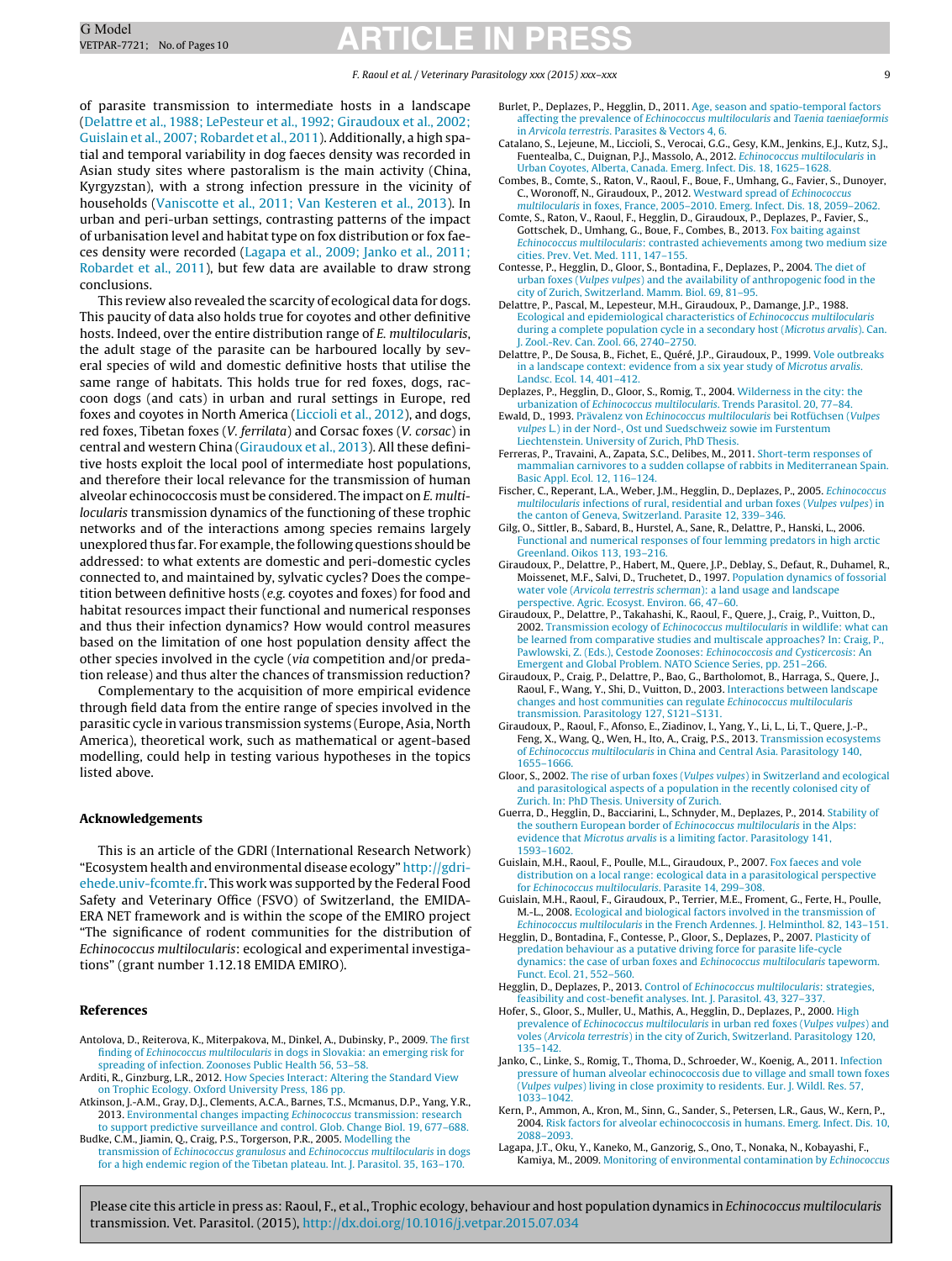of parasite transmission to intermediate hosts in a landscape (Delattre et al., 1988; LePesteur et al., 1992; Giraudoux et al., 2002; Guislain et al., 2007; Robardet et al., 2011). Additionally, a high spatial and temporal variability in dog faeces density was recorded in Asian study sites where pastoralism is the main activity (China, Kyrgyzstan), with a strong infection pressure in the vicinity of households (Vaniscotte et al., 2011; Van Kesteren et al., 2013). In urban and peri-urban settings, contrasting patterns of the impact of urbanisation level and habitat type on fox distribution or fox faeces density were recorded (Lagapa et al., 2009; Janko et al., 2011; Robardet et al., 2011), but few data are available to draw strong conclusions.

This review also revealed the scarcity of ecological data for dogs. This paucity of data also holds true for coyotes and other definitive hosts. Indeed, over the entire distribution range of *E. multilocularis*, the adult stage of the parasite can be harboured locally by several species of wild and domestic definitive hosts that utilise the same range of habitats. This holds true for red foxes, dogs, raccoon dogs (and cats) in urban and rural settings in Europe, red foxes and coyotes in North America (Liccioli et al., 2012), and dogs, red foxes, Tibetan foxes (*V. ferrilata*) and Corsac foxes (*V. corsac*) in central and western China (Giraudoux et al., 2013). All these definitive hosts exploit the local pool of intermediate host populations, and therefore their local relevance for the transmission of human alveolar echinococcosis must be considered. The impact on *E. multilocularis* transmission dynamics of the functioning of these trophic networks and of the interactions among species remains largely unexplored thus far. For example, the following questions should be addressed: to what extents are domestic and peri-domestic cycles connected to, and maintained by, sylvatic cycles? Does the competition between definitive hosts (*e.g.* coyotes and foxes) for food and habitat resources impact their functional and numerical responses and thus their infection dynamics? How would control measures based on the limitation of one host population density affect the other species involved in the cycle (*via* competition and/or predation release) and thus alter the chances of transmission reduction?

Complementary to the acquisition of more empirical evidence through field data from the entire range of species involved in the parasitic cycle in various transmission systems (Europe, Asia, North America), theoretical work, such as mathematical or agent-based modelling, could help in testing various hypotheses in the topics listed above.

## Acknowledgements

This is an article of the GDRI (International Research Network) "Ecosystem health and environmental disease ecology" http://gdri-ehede.univ-fcomte.fr. This work was supported by the Federal Food Safety and Veterinary Office (FSVO) of Switzerland, the EMIDA-ERA NET framework and is within the scope of the EMIRO project "The significance of rodent communities for the distribution of *Echinococcus multilocularis*: ecological and experimental investigations" (grant number 1.12.18 EMIDA EMIRO).

## References

Antolova, D., Reiterova, K., Miterpakova, M., Dinkel, A., Dubinsky, P., 2009. The first finding of *Echinococcus multilocularis* in dogs in Slovakia: an emerging risk for spreading of infection. Zoonoses Public Health 56, 53–58.

Arditi, R., Ginzburg, L.R., 2012. How Species Interact: Altering the Standard View on Trophic Ecology. Oxford University Press, 186 pp.

Atkinson, J.-A.M., Gray, D.J., Clements, A.C.A., Barnes, T.S., Mcmanus, D.P., Yang, Y.R., 2013. Environmental changes impacting *Echinococcus* transmission: research to support predictive surveillance and control. Glob. Change Biol. 19, 677–688.

Budke, C.M., Jiamin, Q., Craig, P.S., Torgerson, P.R., 2005. Modelling the transmission of *Echinococcus granulosus* and *Echinococcus multilocularis* in dogs for a high endemic region of the Tibetan plateau. Int. J. Parasitol. 35, 163–170.

Burlet, P., Deplazes, P., Hegglin, D., 2011. Age, season and spatio-temporal factors affecting the prevalence of *Echinococcus multilocularis* and *Taenia taeniaeformis* in *Arvicola terrestris*. Parasites & Vectors 4, 6.

Catalano, S., Lejeune, M., Liccioli, S., Verocai, G.G., Gesy, K.M., Jenkins, E.J., Kutz, S.J., Fuentealba, C., Duignan, P.J., Massolo, A., 2012. *Echinococcus multilocularis* in Urban Coyotes, Alberta, Canada. Emerg. Infect. Dis. 18, 1625–1628.

Combes, B., Comte, S., Raton, V., Raoul, F., Boue, F., Umhang, G., Favier, S., Dunoyer, C., Woronoff, N., Giraudoux, P., 2012. Westward spread of *Echinococcus multilocularis* in foxes, France, 2005–2010. Emerg. Infect. Dis. 18, 2059–2062.

Comte, S., Raton, V., Raoul, F., Hegglin, D., Giraudoux, P., Deplazes, P., Favier, S., Gottschek, D., Umhang, G., Boue, F., Combes, B., 2013. Fox baiting against *Echinococcus multilocularis*: contrasted achievements among two medium size cities. Prev. Vet. Med. 111, 147–155.

Contesse, P., Hegglin, D., Gloor, S., Bontadina, F., Deplazes, P., 2004. The diet of urban foxes (*Vulpes vulpes*) and the availability of anthropogenic food in the city of Zurich, Switzerland. Mamm. Biol. 69, 81–95.

Delattre, P., Pascal, M., Lepesteur, M.H., Giraudoux, P., Damange, J.P., 1988. Ecological and epidemiological characteristics of *Echinococcus multilocularis* during a complete population cycle in a secondary host (*Microtus arvalis*). Can. J. Zool.-Rev. Can. Zool. 66, 2740–2750.

Delattre, P., De Sousa, B., Fichet, E., Quéré, J.P., Giraudoux, P., 1999. Vole outbreaks in a landscape context: evidence from a six year study of *Microtus arvalis*. Landsc. Ecol. 14, 401–412.

Deplazes, P., Hegglin, D., Gloor, S., Romig, T., 2004. Wilderness in the city: the urbanization of *Echinococcus multilocularis*. Trends Parasitol. 20, 77–84.

Ewald, D., 1993. Prävalenz von *Echinococcus multilocularis* bei Rotfüchsen (*Vulpes vulpes* L.) in der Nord-, Ost und Suedschweiz sowie im Furstentum Liechtenstein. University of Zurich, PhD Thesis.

Ferreras, P., Travaini, A., Zapata, S.C., Delibes, M., 2011. Short-term responses of mammalian carnivores to a sudden collapse of rabbits in Mediterranean Spain. Basic Appl. Ecol. 12, 116–124.

Fischer, C., Reperant, L.A., Weber, J.M., Hegglin, D., Deplazes, P., 2005. *Echinococcus multilocularis* infections of rural, residential and urban foxes (*Vulpes vulpes*) in the canton of Geneva, Switzerland. Parasite 12, 339–346.

Gilg, O., Sittler, B., Sabard, B., Hurstel, A., Sane, R., Delattre, P., Hanski, L., 2006. Functional and numerical responses of four lemming predators in high arctic Greenland. Oikos 113, 193–216.

Giraudoux, P., Delattre, P., Habert, M., Quere, J.P., Deblay, S., Defaut, R., Duhamel, R., Moissenet, M.F., Salvi, D., Truchetet, D., 1997. Population dynamics of fossorial water vole (*Arvicola terrestris scherman*): a land usage and landscape perspective. Agric. Ecosyst. Environ. 66, 47–60.

Giraudoux, P., Delattre, P., Takahashi, K., Raoul, F., Quere, J.P., Craig, P., Vuitton, D., 2002. Transmission ecology of *Echinococcus multilocularis* in wildlife: what can be learned from comparative studies and multiscale approaches? In: Craig, P., Pawlowski, Z. (Eds.), Cestode Zoonoses: *Echinococcosis and Cysticercosis*: An Emergent and Global Problem. NATO Science Series, pp. 251–266.

Giraudoux, P., Craig, P., Delattre, P., Bao, G., Bartholomot, B., Harraga, S., Quere, J., Raoul, F., Wang, Y., Shi, D., Vuitton, D., 2003. Interactions between landscape changes and host communities can regulate *Echinococcus multilocularis* transmission. Parasitology 127, S121–S131.

Giraudoux, P., Raoul, F., Afonso, E., Ziadinov, I., Yang, Y., Li, L., Li, T., Quere, J.-P., Feng, X., Wang, Q., Wen, H., Ito, A., Craig, P.S., 2013. Transmission ecosystems of *Echinococcus multilocularis* in China and Central Asia. Parasitology 140, 1655–1666.

Gloor, S., 2002. The rise of urban foxes (*Vulpes vulpes*) in Switzerland and ecological and parasitological aspects of a population in the recently colonised city of Zurich. In: PhD Thesis. University of Zurich.

Guerra, D., Hegglin, D., Bacciarini, L., Schnyder, M., Deplazes, P., 2014. Stability of the southern European border of *Echinococcus multilocularis* in the Alps: evidence that *Microtus arvalis* is a limiting factor. Parasitology 141, 1593–1602.

Guislain, M.H., Raoul, F., Poulle, M.L., Giraudoux, P., 2007. Fox faeces and vole distribution on a local range: ecological data in a parasitological perspective for *Echinococcus multilocularis*. Parasite 14, 299–308.

Guislain, M.H., Raoul, F., Giraudoux, P., Terrier, M.E., Froment, G., Ferte, H., Poulle, M.-L., 2008. Ecological and biological factors involved in the transmission of *Echinococcus multilocularis* in the French Ardennes. J. Helminthol. 82, 143–151.

Hegglin, D., Bontadina, F., Contesse, P., Gloor, S., Deplazes, P., 2007. Plasticity of predation behaviour as a putative driving force for parasite life-cycle dynamics: the case of urban foxes and *Echinococcus multilocularis* tapeworm. Funct. Ecol. 21, 552–560.

Hegglin, D., Deplazes, P., 2013. Control of *Echinococcus multilocularis*: strategies, feasibility and cost-benefit analyses. Int. J. Parasitol. 43, 327–337.

Hofer, S., Gloor, S., Muller, U., Mathis, A., Hegglin, D., Deplazes, P., 2000. High prevalence of *Echinococcus multilocularis* in urban red foxes (*Vulpes vulpes*) and voles (*Arvicola terrestris*) in the city of Zurich, Switzerland. Parasitology 120, 135–142.

Janko, C., Linke, S., Romig, T., Thoma, D., Schroeder, W., Koenig, A., 2011. Infection pressure of human alveolar echinococcosis due to village and small town foxes (*Vulpes vulpes*) living in close proximity to residents. Eur. J. Wildl. Res. 57, 1033–1042.

Kern, P., Ammon, A., Kron, M., Sinn, G., Sander, S., Petersen, L.R., Gaus, W., Kern, P., 2004. Risk factors for alveolar echinococcosis in humans. Emerg. Infect. Dis. 10, 2088–2093.

Lagapa, J.T., Oku, Y., Kaneko, M., Ganzorig, S., Ono, T., Nonaka, N., Kobayashi, F., Kamiya, M., 2009. Monitoring of environmental contamination by *Echinococcus*

Please cite this article in press as: Raoul, F., et al., Trophic ecology, behaviour and host population dynamics in *Echinococcus multilocularis* transmission. Vet. Parasitol. (2015), http://dx.doi.org/10.1016/j.vetpar.2015.07.034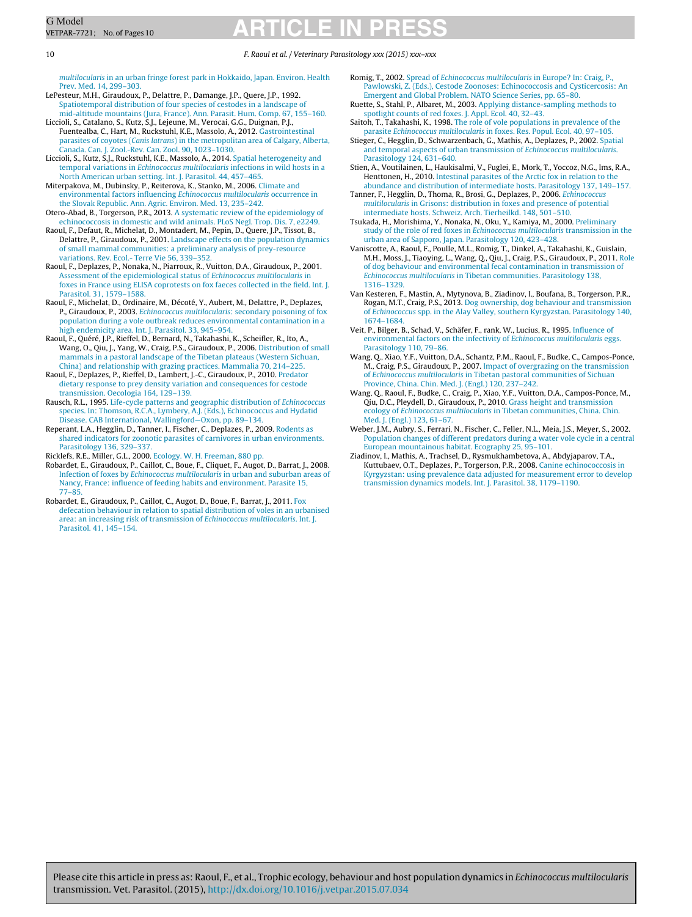*multilocularis* in an urban fringe forest park in Hokkaido, Japan. Environ. Health Prev. Med. 14, 299–303.

LePesteur, M.H., Giraudoux, P., Delattre, P., Damange, J.P., Quere, J.P., 1992. Spatiotemporal distribution of four species of cestodes in a landscape of mid-altitude mountains (Jura, France). Ann. Parasit. Hum. Comp. 67, 155–160.

Liccioli, S., Catalano, S., Kutz, S.J., Lejeune, M., Verocai, G.G., Duignan, P.J., Fuentealba, C., Hart, M., Ruckstuhl, K.E., Massolo, A., 2012. Gastrointestinal parasites of coyotes (*Canis latrans*) in the metropolitan area of Calgary, Alberta, Canada. Can. J. Zool.-Rev. Can. Zool. 90, 1023–1030.

Liccioli, S., Kutz, S.J., Ruckstuhl, K.E., Massolo, A., 2014. Spatial heterogeneity and temporal variations in *Echinococcus multilocularis* infections in wild hosts in a North American urban setting. Int. J. Parasitol. 44, 457–465.

Miterpakova, M., Dubinsky, P., Reiterova, K., Stanko, M., 2006. Climate and environmental factors influencing *Echinococcus multilocularis* occurrence in the Slovak Republic. Ann. Agric. Environ. Med. 13, 235–242.

Otero-Abad, B., Torgerson, P.R., 2013. A systematic review of the epidemiology of echinococcosis in domestic and wild animals. PLoS Negl. Trop. Dis. 7, e2249.

Raoul, F., Defaut, R., Michelat, D., Montadert, M., Pepin, D., Quere, J.P., Tissot, B., Delattre, P., Giraudoux, P., 2001. Landscape effects on the population dynamics of small mammal communities: a preliminary analysis of prey-resource variations. Rev. Ecol.- Terre Vie 56, 339–352.

Raoul, F., Deplazes, P., Nonaka, N., Piarroux, R., Vuitton, D.A., Giraudoux, P., 2001. Assessment of the epidemiological status of *Echinococcus multilocularis* in foxes in France using ELISA coprotests on fox faeces collected in the field. Int. J. Parasitol. 31, 1579–1588.

Raoul, F., Michelat, D., Ordinaire, M., Décoté, Y., Aubert, M., Delattre, P., Deplazes, P., Giraudoux, P., 2003. *Echinococcus multilocularis*: secondary poisoning of fox population during a vole outbreak reduces environmental contamination in a high endemicity area. Int. J. Parasitol. 33, 945–954.

Raoul, F., Quéré, J.P., Rieffel, D., Bernard, N., Takahashi, K., Scheifler, R., Ito, A., Wang, O., Qiu, J., Yang, W., Craig, P.S., Giraudoux, P., 2006. Distribution of small mammals in a pastoral landscape of the Tibetan plateaus (Western Sichuan, China) and relationship with grazing practices. Mammalia 70, 214–225.

Raoul, F., Deplazes, P., Rieffel, D., Lambert, J.-C., Giraudoux, P., 2010. Predator dietary response to prey density variation and consequences for cestode transmission. Oecologia 164, 129–139.

Rausch, R.L., 1995. Life-cycle patterns and geographic distribution of *Echinococcus* species. In: Thomson, R.C.A., Lymbery, A.J. (Eds.), Echinococcus and Hydatid Disease. CAB International, Wallingford—Oxon, pp. 89–134.

Reperant, L.A., Hegglin, D., Tanner, I., Fischer, C., Deplazes, P., 2009. Rodents as shared indicators for zoonotic parasites of carnivores in urban environments. Parasitology 136, 329–337.

Ricklefs, R.E., Miller, G.L., 2000. Ecology. W. H. Freeman, 880 pp.

Robardet, E., Giraudoux, P., Caillot, C., Boue, F., Cliquet, F., Augot, D., Barrat, J., 2008. Infection of foxes by *Echinococcus multilocularis* in urban and suburban areas of Nancy, France: influence of feeding habits and environment. Parasite 15, 77–85.

Robardet, E., Giraudoux, P., Caillot, C., Augot, D., Boue, F., Barrat, J., 2011. Fox defecation behaviour in relation to spatial distribution of voles in an urbanised area: an increasing risk of transmission of *Echinococcus multilocularis*. Int. J. Parasitol. 41, 145–154.

Romig, T., 2002. Spread of *Echinococcus multilocularis* in Europe? In: Craig, P., Pawlowski, Z. (Eds.), Cestode Zoonoses: Echinococcosis and Cysticercosis: An Emergent and Global Problem. NATO Science Series, pp. 65–80.

Ruette, S., Stahl, P., Albaret, M., 2003. Applying distance-sampling methods to spotlight counts of red foxes. J. Appl. Ecol. 40, 32–43.

Saitoh, T., Takahashi, K., 1998. The role of vole populations in prevalence of the parasite *Echinococcus multilocularis* in foxes. Res. Popul. Ecol. 40, 97–105.

Stieger, C., Hegglin, D., Schwarzenbach, G., Mathis, A., Deplazes, P., 2002. Spatial and temporal aspects of urban transmission of *Echinococcus multilocularis*. Parasitology 124, 631–640.

Stien, A., Voutilainen, L., Haukisalmi, V., Fuglei, E., Mork, T., Yoccoz, N.G., Ims, R.A., Henttonen, H., 2010. Intestinal parasites of the Arctic fox in relation to the abundance and distribution of intermediate hosts. Parasitology 137, 149–157.

Tanner, F., Hegglin, D., Thoma, R., Brosi, G., Deplazes, P., 2006. *Echinococcus multilocularis* in Grisons: distribution in foxes and presence of potential intermediate hosts. Schweiz. Arch. Tierheilkd. 148, 501–510.

Tsukada, H., Morishima, Y., Nonaka, N., Oku, Y., Kamiya, M., 2000. Preliminary study of the role of red foxes in *Echinococcus multilocularis* transmission in the urban area of Sapporo, Japan. Parasitology 120, 423–428.

Vaniscotte, A., Raoul, F., Poulle, M.L., Romig, T., Dinkel, A., Takahashi, K., Guislain, M.H., Moss, J., Tiaoying, L., Wang, Q., Qiu, J., Craig, P.S., Giraudoux, P., 2011. Role of dog behaviour and environmental fecal contamination in transmission of *Echinococcus multilocularis* in Tibetan communities. Parasitology 138, 1316–1329.

Van Kesteren, F., Mastin, A., Mytynova, B., Ziadinov, I., Boufana, B., Torgerson, P.R., Rogan, M.T., Craig, P.S., 2013. Dog ownership, dog behaviour and transmission of *Echinococcus* spp. in the Alay Valley, southern Kyrgyzstan. Parasitology 140, 1674–1684.

Veit, P., Bilger, B., Schad, V., Schäfer, F., rank, W., Lucius, R., 1995. Influence of environmental factors on the infectivity of *Echinococcus multilocularis* eggs. Parasitology 110, 79–86.

Wang, Q., Xiao, Y.F., Vuitton, D.A., Schantz, P.M., Raoul, F., Budke, C., Campos-Ponce, M., Craig, P.S., Giraudoux, P., 2007. Impact of overgrazing on the transmission of *Echinococcus multilocularis* in Tibetan pastoral communities of Sichuan Province, China. Chin. Med. J. (Engl.) 120, 237–242.

Wang, Q., Raoul, F., Budke, C., Craig, P., Xiao, Y.F., Vuitton, D.A., Campos-Ponce, M., Qiu, D.C., Pleydell, D., Giraudoux, P., 2010. Grass height and transmission ecology of *Echinococcus multilocularis* in Tibetan communities, China. Chin. Med. J. (Engl.) 123, 61–67.

Weber, J.M., Aubry, S., Ferrari, N., Fischer, C., Feller, N.L., Meia, J.S., Meyer, S., 2002. Population changes of different predators during a water vole cycle in a central European mountainous habitat. Ecography 25, 95–101.

Ziadinov, I., Mathis, A., Trachsel, D., Rysmukhambetova, A., Abdyjaparov, T.A., Kuttubaev, O.T., Deplazes, P., Torgerson, P.R., 2008. Canine echinococcosis in Kyrgyzstan: using prevalence data adjusted for measurement error to develop transmission dynamics models. Int. J. Parasitol. 38, 1179–1190.